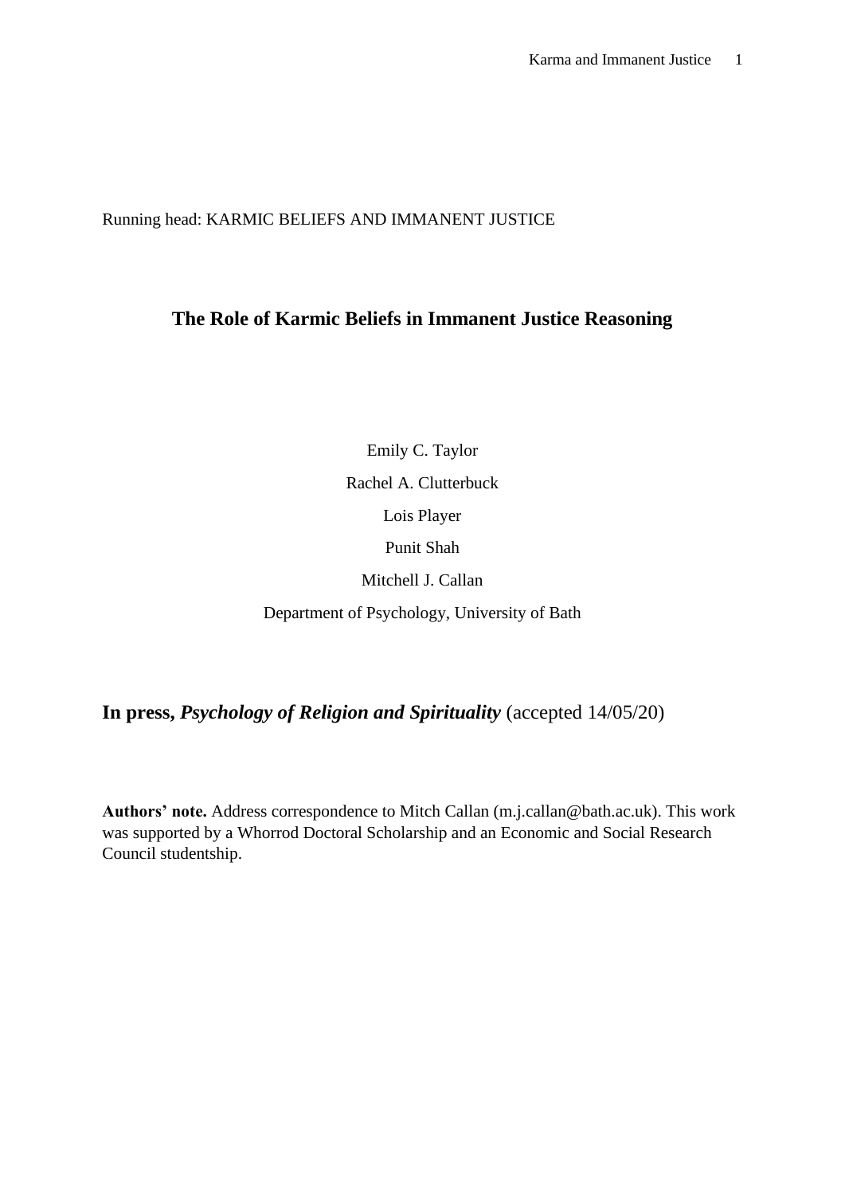Running head: KARMIC BELIEFS AND IMMANENT JUSTICE

# The Role of Karmic Beliefs in Immanent Justice Reasoning

Emily C. Taylor

Rachel A. Clutterbuck

Lois Player

Punit Shah

Mitchell J. Callan

Department of Psychology, University of Bath

**In press, *Psychology of Religion and Spirituality*** (accepted 14/05/20)

**Authors' note.** Address correspondence to Mitch Callan (m.j.callan@bath.ac.uk). This work was supported by a Whorrod Doctoral Scholarship and an Economic and Social Research Council studentship.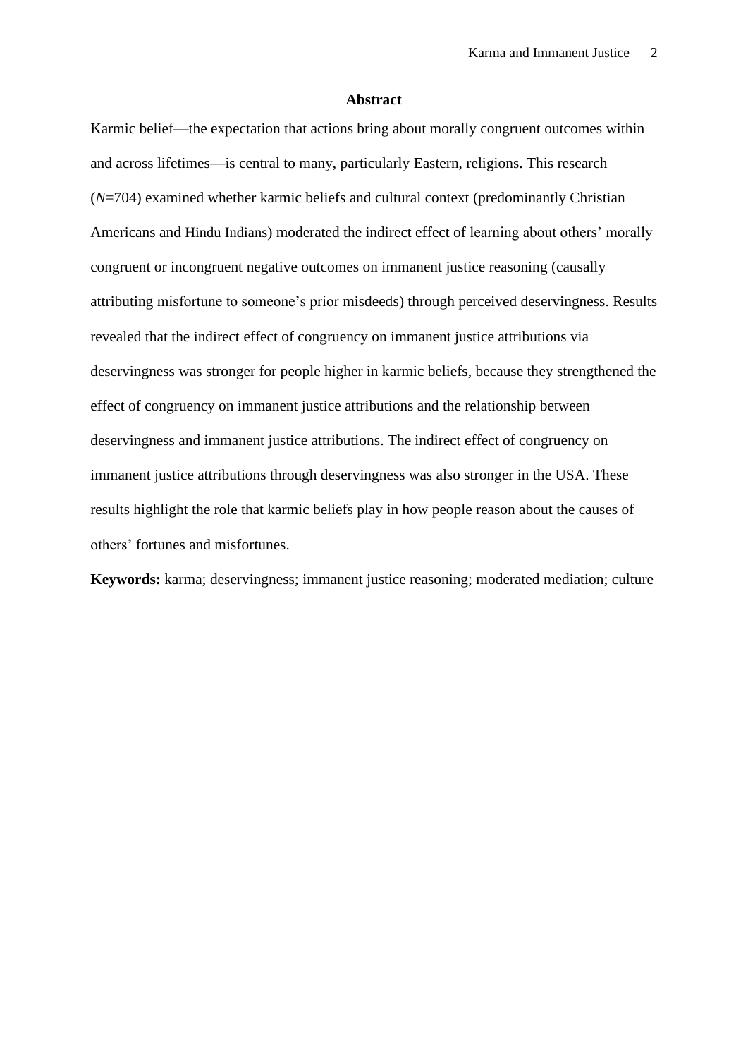## Abstract

Karmic belief—the expectation that actions bring about morally congruent outcomes within and across lifetimes—is central to many, particularly Eastern, religions. This research (*N*=704) examined whether karmic beliefs and cultural context (predominantly Christian Americans and Hindu Indians) moderated the indirect effect of learning about others' morally congruent or incongruent negative outcomes on immanent justice reasoning (causally attributing misfortune to someone's prior misdeeds) through perceived deservingness. Results revealed that the indirect effect of congruency on immanent justice attributions via deservingness was stronger for people higher in karmic beliefs, because they strengthened the effect of congruency on immanent justice attributions and the relationship between deservingness and immanent justice attributions. The indirect effect of congruency on immanent justice attributions through deservingness was also stronger in the USA. These results highlight the role that karmic beliefs play in how people reason about the causes of others' fortunes and misfortunes.

**Keywords:** karma; deservingness; immanent justice reasoning; moderated mediation; culture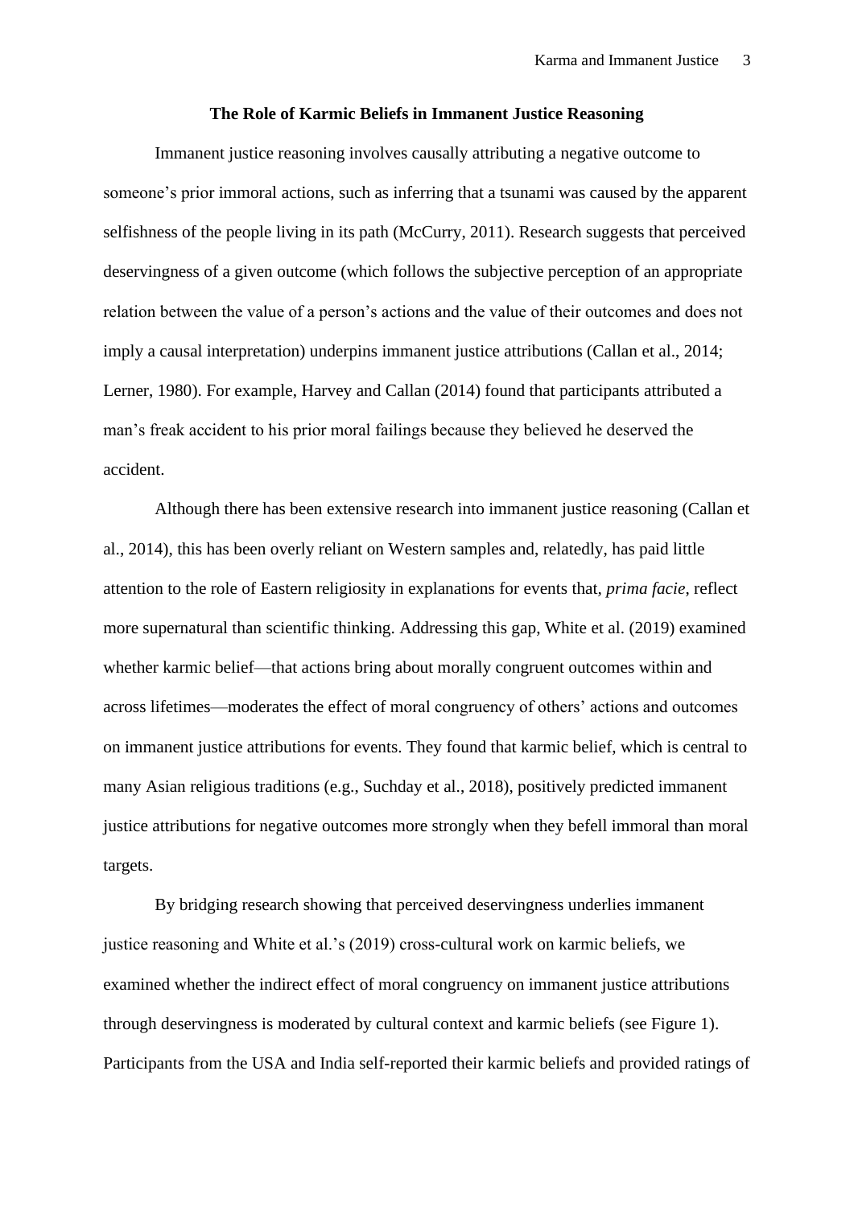## The Role of Karmic Beliefs in Immanent Justice Reasoning

Immanent justice reasoning involves causally attributing a negative outcome to someone's prior immoral actions, such as inferring that a tsunami was caused by the apparent selfishness of the people living in its path (McCurry, 2011). Research suggests that perceived deservingness of a given outcome (which follows the subjective perception of an appropriate relation between the value of a person's actions and the value of their outcomes and does not imply a causal interpretation) underpins immanent justice attributions (Callan et al., 2014; Lerner, 1980). For example, Harvey and Callan (2014) found that participants attributed a man's freak accident to his prior moral failings because they believed he deserved the accident.

Although there has been extensive research into immanent justice reasoning (Callan et al., 2014), this has been overly reliant on Western samples and, relatedly, has paid little attention to the role of Eastern religiosity in explanations for events that, *prima facie*, reflect more supernatural than scientific thinking. Addressing this gap, White et al. (2019) examined whether karmic belief—that actions bring about morally congruent outcomes within and across lifetimes—moderates the effect of moral congruency of others' actions and outcomes on immanent justice attributions for events. They found that karmic belief, which is central to many Asian religious traditions (e.g., Suchday et al., 2018), positively predicted immanent justice attributions for negative outcomes more strongly when they befell immoral than moral targets.

By bridging research showing that perceived deservingness underlies immanent justice reasoning and White et al.'s (2019) cross-cultural work on karmic beliefs, we examined whether the indirect effect of moral congruency on immanent justice attributions through deservingness is moderated by cultural context and karmic beliefs (see Figure 1). Participants from the USA and India self-reported their karmic beliefs and provided ratings of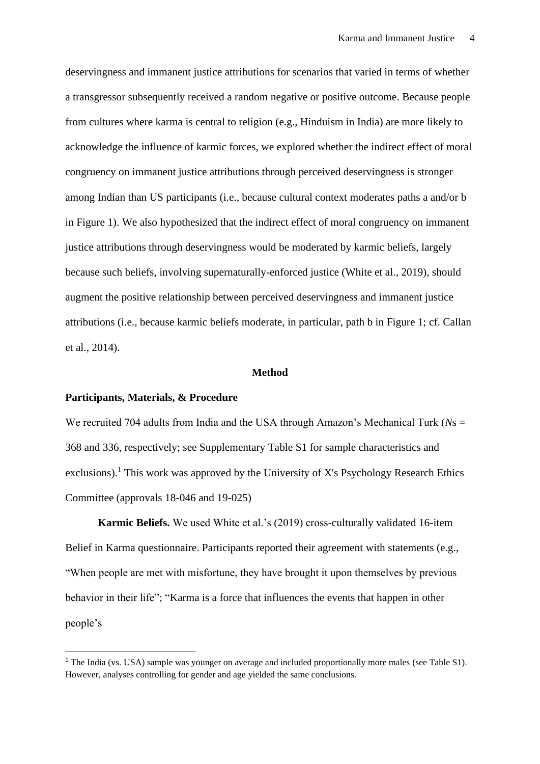deservingness and immanent justice attributions for scenarios that varied in terms of whether a transgressor subsequently received a random negative or positive outcome. Because people from cultures where karma is central to religion (e.g., Hinduism in India) are more likely to acknowledge the influence of karmic forces, we explored whether the indirect effect of moral congruency on immanent justice attributions through perceived deservingness is stronger among Indian than US participants (i.e., because cultural context moderates paths a and/or b in Figure 1). We also hypothesized that the indirect effect of moral congruency on immanent justice attributions through deservingness would be moderated by karmic beliefs, largely because such beliefs, involving supernaturally-enforced justice (White et al., 2019), should augment the positive relationship between perceived deservingness and immanent justice attributions (i.e., because karmic beliefs moderate, in particular, path b in Figure 1; cf. Callan et al., 2014).

## Method

### Participants, Materials, & Procedure

We recruited 704 adults from India and the USA through Amazon's Mechanical Turk (*N*s = 368 and 336, respectively; see Supplementary Table S1 for sample characteristics and exclusions).[1] This work was approved by the University of X's Psychology Research Ethics Committee (approvals 18-046 and 19-025)

**Karmic Beliefs.** We used White et al.'s (2019) cross-culturally validated 16-item Belief in Karma questionnaire. Participants reported their agreement with statements (e.g., "When people are met with misfortune, they have brought it upon themselves by previous behavior in their life"; "Karma is a force that influences the events that happen in other people's

[1] The India (vs. USA) sample was younger on average and included proportionally more males (see Table S1). However, analyses controlling for gender and age yielded the same conclusions.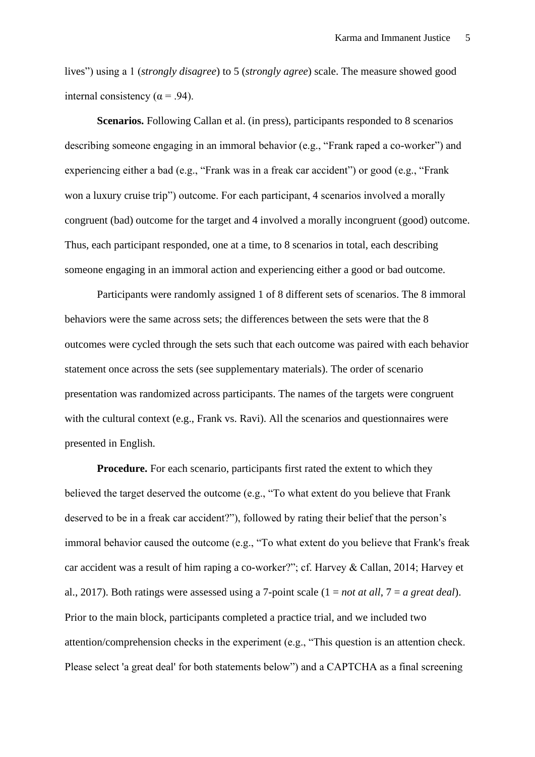lives") using a 1 (*strongly disagree*) to 5 (*strongly agree*) scale. The measure showed good internal consistency ($\alpha = .94$).

**Scenarios.** Following Callan et al. (in press), participants responded to 8 scenarios describing someone engaging in an immoral behavior (e.g., "Frank raped a co-worker") and experiencing either a bad (e.g., "Frank was in a freak car accident") or good (e.g., "Frank won a luxury cruise trip") outcome. For each participant, 4 scenarios involved a morally congruent (bad) outcome for the target and 4 involved a morally incongruent (good) outcome. Thus, each participant responded, one at a time, to 8 scenarios in total, each describing someone engaging in an immoral action and experiencing either a good or bad outcome.

Participants were randomly assigned 1 of 8 different sets of scenarios. The 8 immoral behaviors were the same across sets; the differences between the sets were that the 8 outcomes were cycled through the sets such that each outcome was paired with each behavior statement once across the sets (see supplementary materials). The order of scenario presentation was randomized across participants. The names of the targets were congruent with the cultural context (e.g., Frank vs. Ravi). All the scenarios and questionnaires were presented in English.

**Procedure.** For each scenario, participants first rated the extent to which they believed the target deserved the outcome (e.g., "To what extent do you believe that Frank deserved to be in a freak car accident?"), followed by rating their belief that the person's immoral behavior caused the outcome (e.g., "To what extent do you believe that Frank's freak car accident was a result of him raping a co-worker?"; cf. Harvey & Callan, 2014; Harvey et al., 2017). Both ratings were assessed using a 7-point scale (1 = *not at all*, 7 = *a great deal*). Prior to the main block, participants completed a practice trial, and we included two attention/comprehension checks in the experiment (e.g., "This question is an attention check. Please select 'a great deal' for both statements below") and a CAPTCHA as a final screening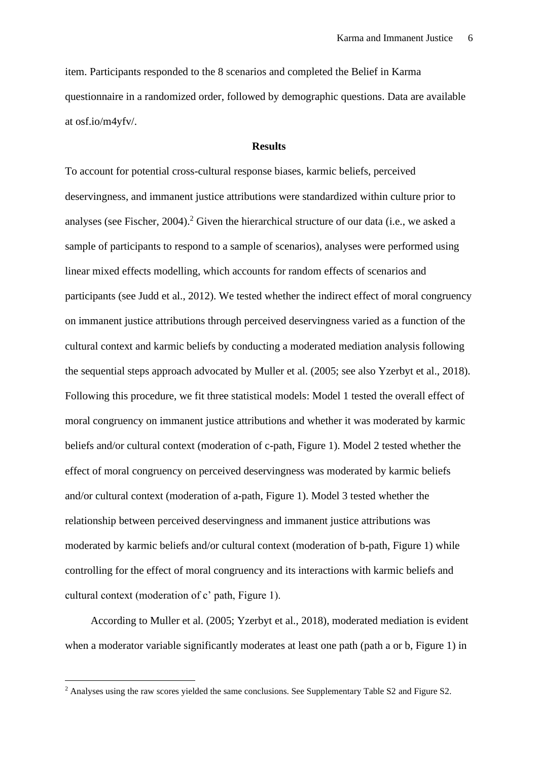item. Participants responded to the 8 scenarios and completed the Belief in Karma questionnaire in a randomized order, followed by demographic questions. Data are available at osf.io/m4yfv/.

## Results

To account for potential cross-cultural response biases, karmic beliefs, perceived deservingness, and immanent justice attributions were standardized within culture prior to analyses (see Fischer, 2004).[2] Given the hierarchical structure of our data (i.e., we asked a sample of participants to respond to a sample of scenarios), analyses were performed using linear mixed effects modelling, which accounts for random effects of scenarios and participants (see Judd et al., 2012). We tested whether the indirect effect of moral congruency on immanent justice attributions through perceived deservingness varied as a function of the cultural context and karmic beliefs by conducting a moderated mediation analysis following the sequential steps approach advocated by Muller et al. (2005; see also Yzerbyt et al., 2018). Following this procedure, we fit three statistical models: Model 1 tested the overall effect of moral congruency on immanent justice attributions and whether it was moderated by karmic beliefs and/or cultural context (moderation of c-path, Figure 1). Model 2 tested whether the effect of moral congruency on perceived deservingness was moderated by karmic beliefs and/or cultural context (moderation of a-path, Figure 1). Model 3 tested whether the relationship between perceived deservingness and immanent justice attributions was moderated by karmic beliefs and/or cultural context (moderation of b-path, Figure 1) while controlling for the effect of moral congruency and its interactions with karmic beliefs and cultural context (moderation of c' path, Figure 1).

According to Muller et al. (2005; Yzerbyt et al., 2018), moderated mediation is evident when a moderator variable significantly moderates at least one path (path a or b, Figure 1) in

[2] Analyses using the raw scores yielded the same conclusions. See Supplementary Table S2 and Figure S2.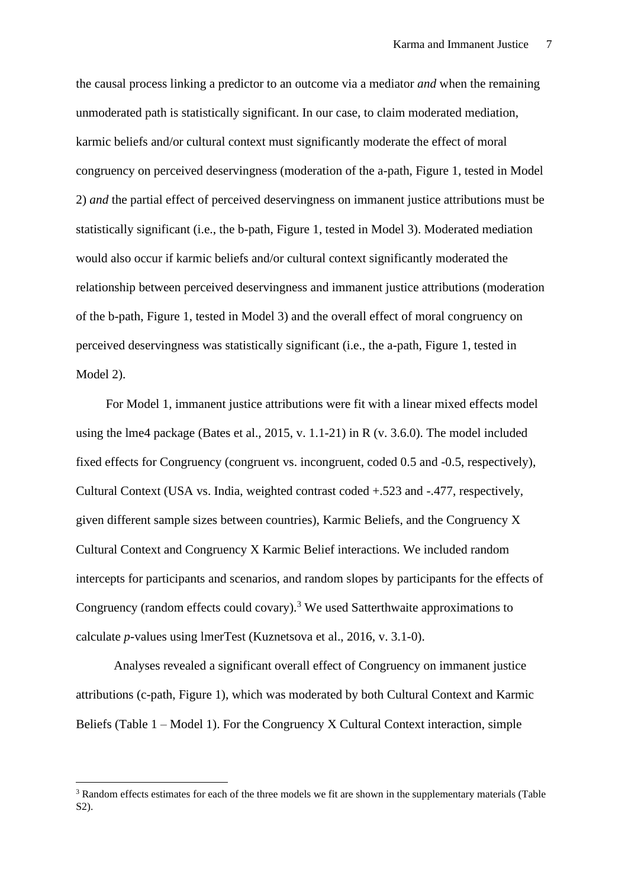the causal process linking a predictor to an outcome via a mediator *and* when the remaining unmoderated path is statistically significant. In our case, to claim moderated mediation, karmic beliefs and/or cultural context must significantly moderate the effect of moral congruency on perceived deservingness (moderation of the a-path, Figure 1, tested in Model 2) *and* the partial effect of perceived deservingness on immanent justice attributions must be statistically significant (i.e., the b-path, Figure 1, tested in Model 3). Moderated mediation would also occur if karmic beliefs and/or cultural context significantly moderated the relationship between perceived deservingness and immanent justice attributions (moderation of the b-path, Figure 1, tested in Model 3) and the overall effect of moral congruency on perceived deservingness was statistically significant (i.e., the a-path, Figure 1, tested in Model 2).

For Model 1, immanent justice attributions were fit with a linear mixed effects model using the lme4 package (Bates et al., 2015, v. 1.1-21) in R (v. 3.6.0). The model included fixed effects for Congruency (congruent vs. incongruent, coded 0.5 and -0.5, respectively), Cultural Context (USA vs. India, weighted contrast coded +.523 and -.477, respectively, given different sample sizes between countries), Karmic Beliefs, and the Congruency X Cultural Context and Congruency X Karmic Belief interactions. We included random intercepts for participants and scenarios, and random slopes by participants for the effects of Congruency (random effects could covary).[3] We used Satterthwaite approximations to calculate *p*-values using lmerTest (Kuznetsova et al., 2016, v. 3.1-0).

Analyses revealed a significant overall effect of Congruency on immanent justice attributions (c-path, Figure 1), which was moderated by both Cultural Context and Karmic Beliefs (Table 1 – Model 1). For the Congruency X Cultural Context interaction, simple

[3] Random effects estimates for each of the three models we fit are shown in the supplementary materials (Table S2).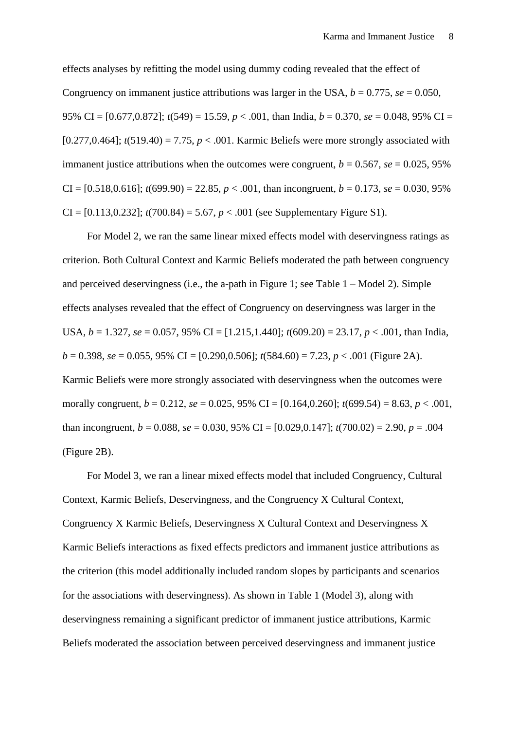effects analyses by refitting the model using dummy coding revealed that the effect of Congruency on immanent justice attributions was larger in the USA, $b = 0.775$, $se = 0.050$, 95% CI = [0.677,0.872]; $t(549) = 15.59$, $p < .001$, than India, $b = 0.370$, $se = 0.048$, 95% CI = [0.277,0.464]; $t(519.40) = 7.75$, $p < .001$. Karmic Beliefs were more strongly associated with immanent justice attributions when the outcomes were congruent, $b = 0.567$, $se = 0.025$, 95% CI = [0.518,0.616]; $t(699.90) = 22.85$, $p < .001$, than incongruent, $b = 0.173$, $se = 0.030$, 95% CI = [0.113,0.232]; $t(700.84) = 5.67$, $p < .001$ (see Supplementary Figure S1).

For Model 2, we ran the same linear mixed effects model with deservingness ratings as criterion. Both Cultural Context and Karmic Beliefs moderated the path between congruency and perceived deservingness (i.e., the a-path in Figure 1; see Table 1 – Model 2). Simple effects analyses revealed that the effect of Congruency on deservingness was larger in the USA, $b = 1.327$, $se = 0.057$, 95% CI = [1.215,1.440]; $t(609.20) = 23.17$, $p < .001$, than India, $b = 0.398$, $se = 0.055$, 95% CI = [0.290,0.506]; $t(584.60) = 7.23$, $p < .001$ (Figure 2A). Karmic Beliefs were more strongly associated with deservingness when the outcomes were morally congruent, $b = 0.212$, $se = 0.025$, 95% CI = [0.164,0.260]; $t(699.54) = 8.63$, $p < .001$, than incongruent, $b = 0.088$, $se = 0.030$, 95% CI = [0.029,0.147]; $t(700.02) = 2.90$, $p = .004$ (Figure 2B).

For Model 3, we ran a linear mixed effects model that included Congruency, Cultural Context, Karmic Beliefs, Deservingness, and the Congruency X Cultural Context, Congruency X Karmic Beliefs, Deservingness X Cultural Context and Deservingness X Karmic Beliefs interactions as fixed effects predictors and immanent justice attributions as the criterion (this model additionally included random slopes by participants and scenarios for the associations with deservingness). As shown in Table 1 (Model 3), along with deservingness remaining a significant predictor of immanent justice attributions, Karmic Beliefs moderated the association between perceived deservingness and immanent justice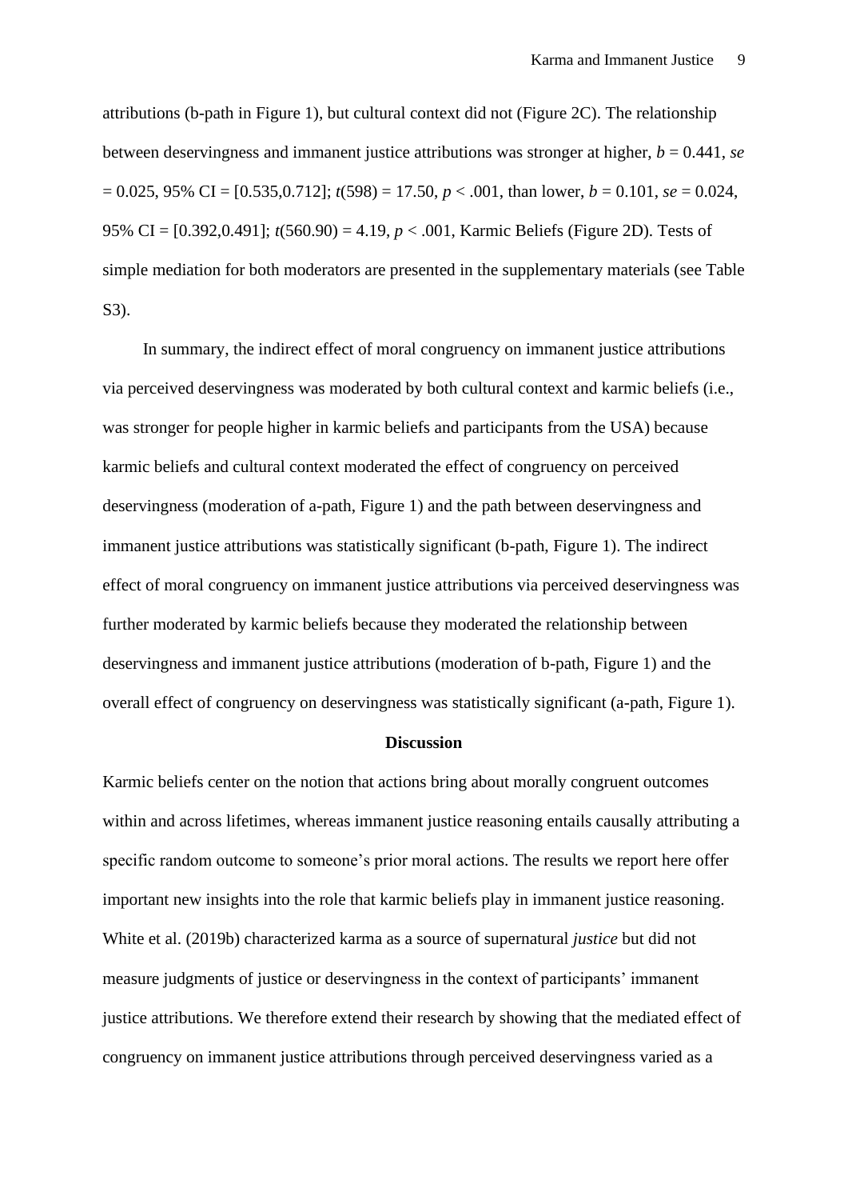attributions (b-path in Figure 1), but cultural context did not (Figure 2C). The relationship between deservingness and immanent justice attributions was stronger at higher, $b = 0.441$, $se = 0.025$, 95% CI = [0.535,0.712]; $t(598) = 17.50$, $p < .001$, than lower, $b = 0.101$, $se = 0.024$, 95% CI = [0.392,0.491]; $t(560.90) = 4.19$, $p < .001$, Karmic Beliefs (Figure 2D). Tests of simple mediation for both moderators are presented in the supplementary materials (see Table S3).

In summary, the indirect effect of moral congruency on immanent justice attributions via perceived deservingness was moderated by both cultural context and karmic beliefs (i.e., was stronger for people higher in karmic beliefs and participants from the USA) because karmic beliefs and cultural context moderated the effect of congruency on perceived deservingness (moderation of a-path, Figure 1) and the path between deservingness and immanent justice attributions was statistically significant (b-path, Figure 1). The indirect effect of moral congruency on immanent justice attributions via perceived deservingness was further moderated by karmic beliefs because they moderated the relationship between deservingness and immanent justice attributions (moderation of b-path, Figure 1) and the overall effect of congruency on deservingness was statistically significant (a-path, Figure 1).

## Discussion

Karmic beliefs center on the notion that actions bring about morally congruent outcomes within and across lifetimes, whereas immanent justice reasoning entails causally attributing a specific random outcome to someone's prior moral actions. The results we report here offer important new insights into the role that karmic beliefs play in immanent justice reasoning. White et al. (2019b) characterized karma as a source of supernatural *justice* but did not measure judgments of justice or deservingness in the context of participants' immanent justice attributions. We therefore extend their research by showing that the mediated effect of congruency on immanent justice attributions through perceived deservingness varied as a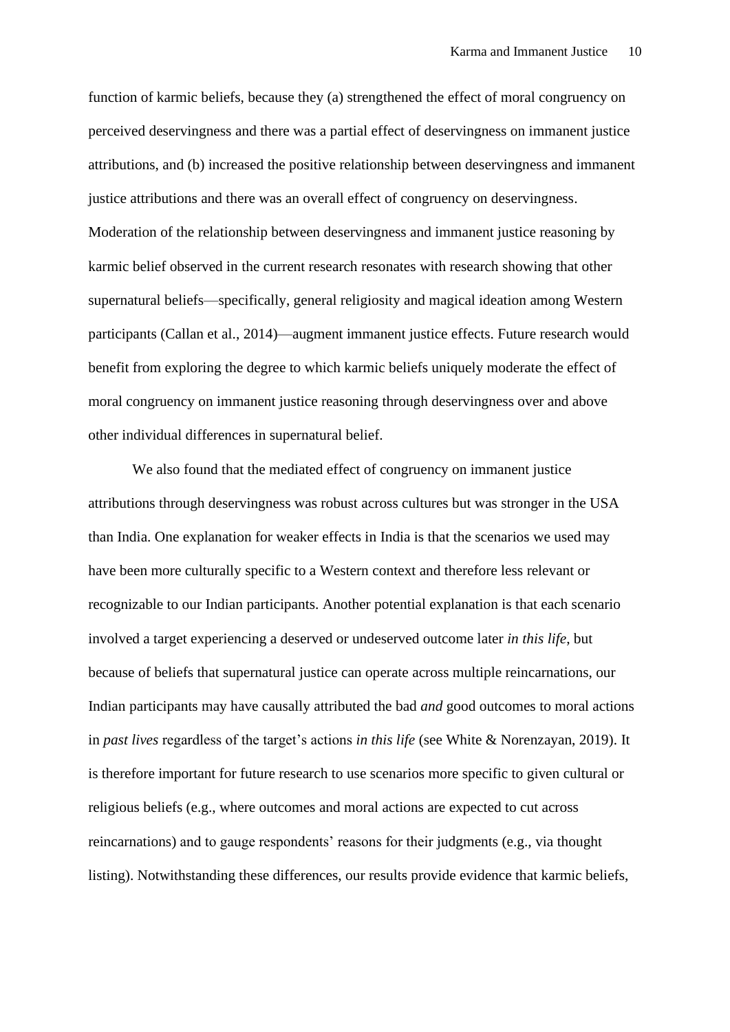function of karmic beliefs, because they (a) strengthened the effect of moral congruency on perceived deservingness and there was a partial effect of deservingness on immanent justice attributions, and (b) increased the positive relationship between deservingness and immanent justice attributions and there was an overall effect of congruency on deservingness. Moderation of the relationship between deservingness and immanent justice reasoning by karmic belief observed in the current research resonates with research showing that other supernatural beliefs—specifically, general religiosity and magical ideation among Western participants (Callan et al., 2014)—augment immanent justice effects. Future research would benefit from exploring the degree to which karmic beliefs uniquely moderate the effect of moral congruency on immanent justice reasoning through deservingness over and above other individual differences in supernatural belief.

We also found that the mediated effect of congruency on immanent justice attributions through deservingness was robust across cultures but was stronger in the USA than India. One explanation for weaker effects in India is that the scenarios we used may have been more culturally specific to a Western context and therefore less relevant or recognizable to our Indian participants. Another potential explanation is that each scenario involved a target experiencing a deserved or undeserved outcome later *in this life*, but because of beliefs that supernatural justice can operate across multiple reincarnations, our Indian participants may have causally attributed the bad *and* good outcomes to moral actions in *past lives* regardless of the target's actions *in this life* (see White & Norenzayan, 2019). It is therefore important for future research to use scenarios more specific to given cultural or religious beliefs (e.g., where outcomes and moral actions are expected to cut across reincarnations) and to gauge respondents' reasons for their judgments (e.g., via thought listing). Notwithstanding these differences, our results provide evidence that karmic beliefs,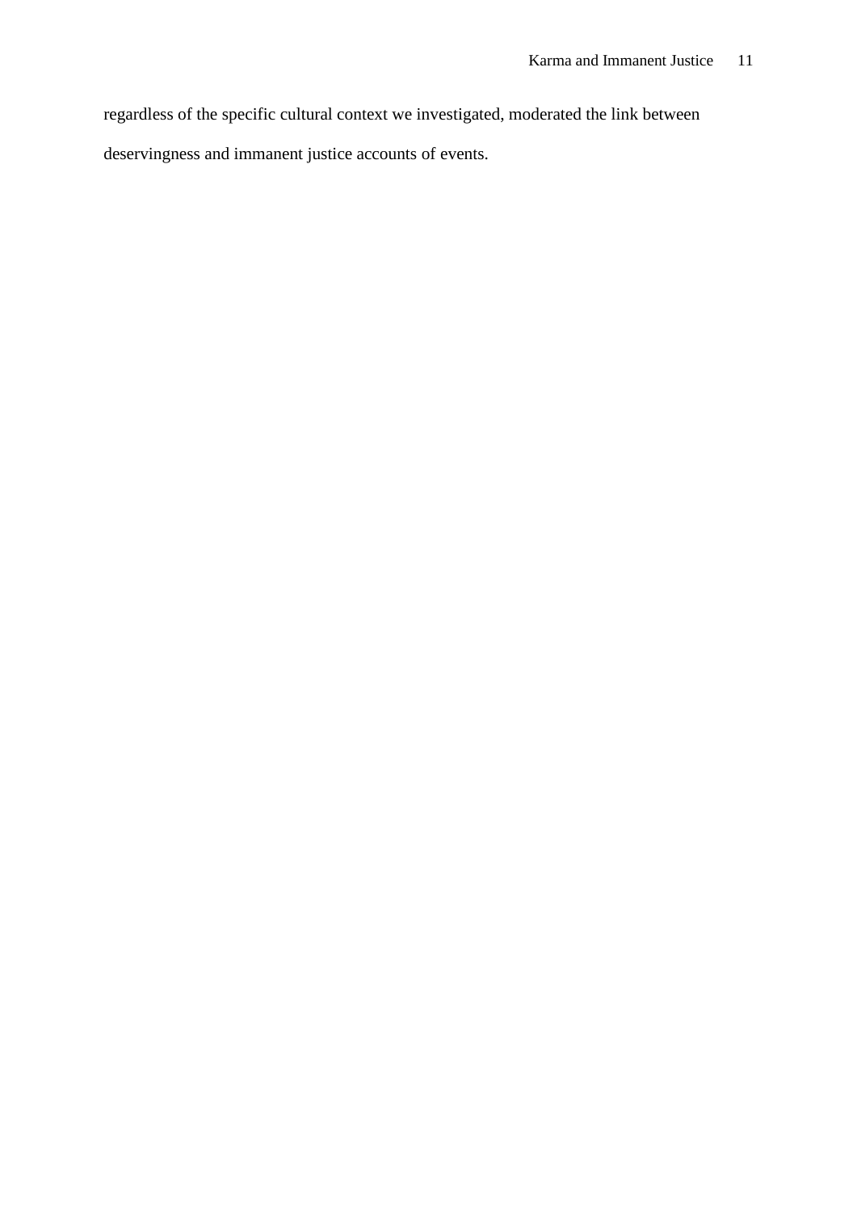regardless of the specific cultural context we investigated, moderated the link between deservingness and immanent justice accounts of events.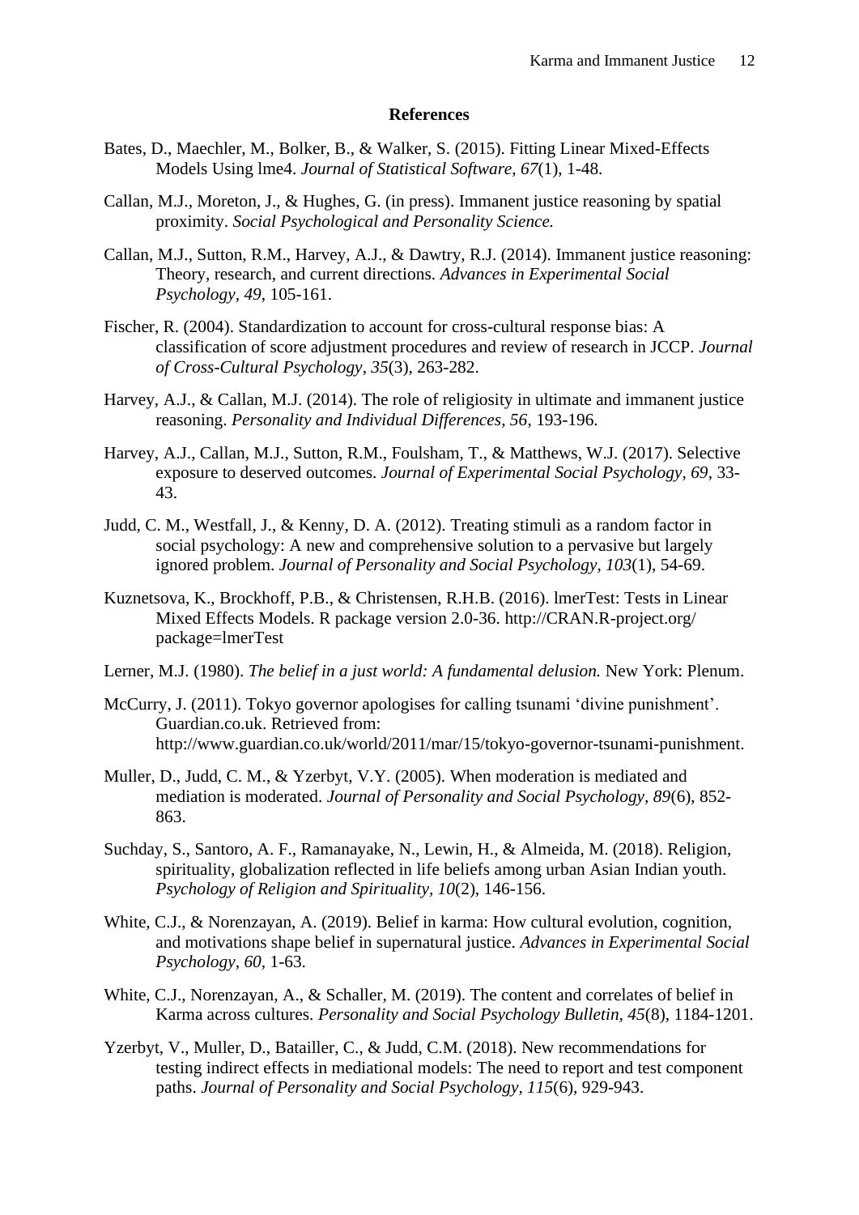## References

Bates, D., Maechler, M., Bolker, B., & Walker, S. (2015). Fitting Linear Mixed-Effects Models Using lme4. *Journal of Statistical Software, 67*(1), 1-48.

Callan, M.J., Moreton, J., & Hughes, G. (in press). Immanent justice reasoning by spatial proximity. *Social Psychological and Personality Science.*

Callan, M.J., Sutton, R.M., Harvey, A.J., & Dawtry, R.J. (2014). Immanent justice reasoning: Theory, research, and current directions. *Advances in Experimental Social Psychology, 49*, 105-161.

Fischer, R. (2004). Standardization to account for cross-cultural response bias: A classification of score adjustment procedures and review of research in JCCP. *Journal of Cross-Cultural Psychology, 35*(3), 263-282.

Harvey, A.J., & Callan, M.J. (2014). The role of religiosity in ultimate and immanent justice reasoning. *Personality and Individual Differences, 56*, 193-196.

Harvey, A.J., Callan, M.J., Sutton, R.M., Foulsham, T., & Matthews, W.J. (2017). Selective exposure to deserved outcomes. *Journal of Experimental Social Psychology, 69*, 33-43.

Judd, C. M., Westfall, J., & Kenny, D. A. (2012). Treating stimuli as a random factor in social psychology: A new and comprehensive solution to a pervasive but largely ignored problem. *Journal of Personality and Social Psychology, 103*(1), 54-69.

Kuznetsova, K., Brockhoff, P.B., & Christensen, R.H.B. (2016). lmerTest: Tests in Linear Mixed Effects Models. R package version 2.0-36. http://CRAN.R-project.org/package=lmerTest

Lerner, M.J. (1980). *The belief in a just world: A fundamental delusion.* New York: Plenum.

McCurry, J. (2011). Tokyo governor apologises for calling tsunami 'divine punishment'. Guardian.co.uk. Retrieved from: http://www.guardian.co.uk/world/2011/mar/15/tokyo-governor-tsunami-punishment.

Muller, D., Judd, C. M., & Yzerbyt, V.Y. (2005). When moderation is mediated and mediation is moderated. *Journal of Personality and Social Psychology, 89*(6), 852-863.

Suchday, S., Santoro, A. F., Ramanayake, N., Lewin, H., & Almeida, M. (2018). Religion, spirituality, globalization reflected in life beliefs among urban Asian Indian youth. *Psychology of Religion and Spirituality, 10*(2), 146-156.

White, C.J., & Norenzayan, A. (2019). Belief in karma: How cultural evolution, cognition, and motivations shape belief in supernatural justice. *Advances in Experimental Social Psychology, 60*, 1-63.

White, C.J., Norenzayan, A., & Schaller, M. (2019). The content and correlates of belief in Karma across cultures. *Personality and Social Psychology Bulletin, 45*(8), 1184-1201.

Yzerbyt, V., Muller, D., Batailler, C., & Judd, C.M. (2018). New recommendations for testing indirect effects in mediational models: The need to report and test component paths. *Journal of Personality and Social Psychology, 115*(6), 929-943.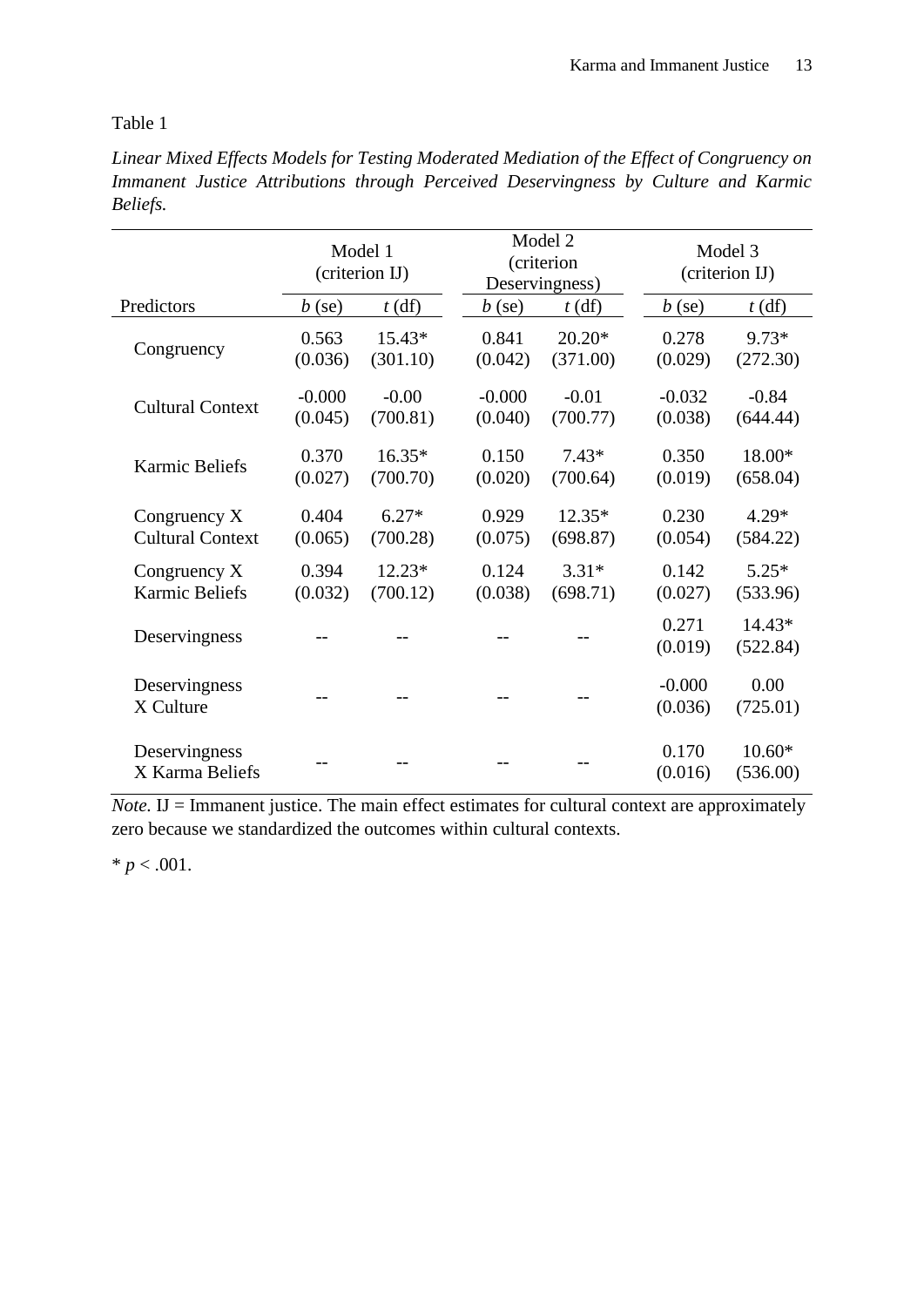Table 1

*Linear Mixed Effects Models for Testing Moderated Mediation of the Effect of Congruency on Immanent Justice Attributions through Perceived Deservingness by Culture and Karmic Beliefs.*

| | Model 1 (criterion IJ) | | Model 2 (criterion Deservingness) | | Model 3 (criterion IJ) | |
|---|---|---|---|---|---|---|
| Predictors | *b* (se) | *t* (df) | *b* (se) | *t* (df) | *b* (se) | *t* (df) |
| Congruency | 0.563 (0.036) | 15.43* (301.10) | 0.841 (0.042) | 20.20* (371.00) | 0.278 (0.029) | 9.73* (272.30) |
| Cultural Context | -0.000 (0.045) | -0.00 (700.81) | -0.000 (0.040) | -0.01 (700.77) | -0.032 (0.038) | -0.84 (644.44) |
| Karmic Beliefs | 0.370 (0.027) | 16.35* (700.70) | 0.150 (0.020) | 7.43* (700.64) | 0.350 (0.019) | 18.00* (658.04) |
| Congruency X Cultural Context | 0.404 (0.065) | 6.27* (700.28) | 0.929 (0.075) | 12.35* (698.87) | 0.230 (0.054) | 4.29* (584.22) |
| Congruency X Karmic Beliefs | 0.394 (0.032) | 12.23* (700.12) | 0.124 (0.038) | 3.31* (698.71) | 0.142 (0.027) | 5.25* (533.96) |
| Deservingness | -- | -- | -- | -- | 0.271 (0.019) | 14.43* (522.84) |
| Deservingness X Culture | -- | -- | -- | -- | -0.000 (0.036) | 0.00 (725.01) |
| Deservingness X Karma Beliefs | -- | -- | -- | -- | 0.170 (0.016) | 10.60* (536.00) |

*Note.* IJ = Immanent justice. The main effect estimates for cultural context are approximately zero because we standardized the outcomes within cultural contexts.

* $p < .001$.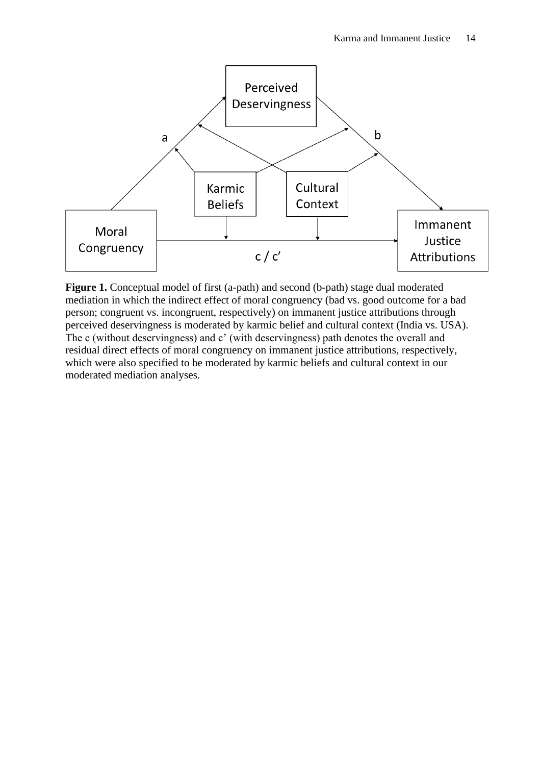Perceived Deservingness

a

b

Karmic Beliefs

Cultural Context

Moral Congruency

c / c'

Immanent Justice Attributions

**Figure 1.** Conceptual model of first (a-path) and second (b-path) stage dual moderated mediation in which the indirect effect of moral congruency (bad vs. good outcome for a bad person; congruent vs. incongruent, respectively) on immanent justice attributions through perceived deservingness is moderated by karmic belief and cultural context (India vs. USA). The c (without deservingness) and c' (with deservingness) path denotes the overall and residual direct effects of moral congruency on immanent justice attributions, respectively, which were also specified to be moderated by karmic beliefs and cultural context in our moderated mediation analyses.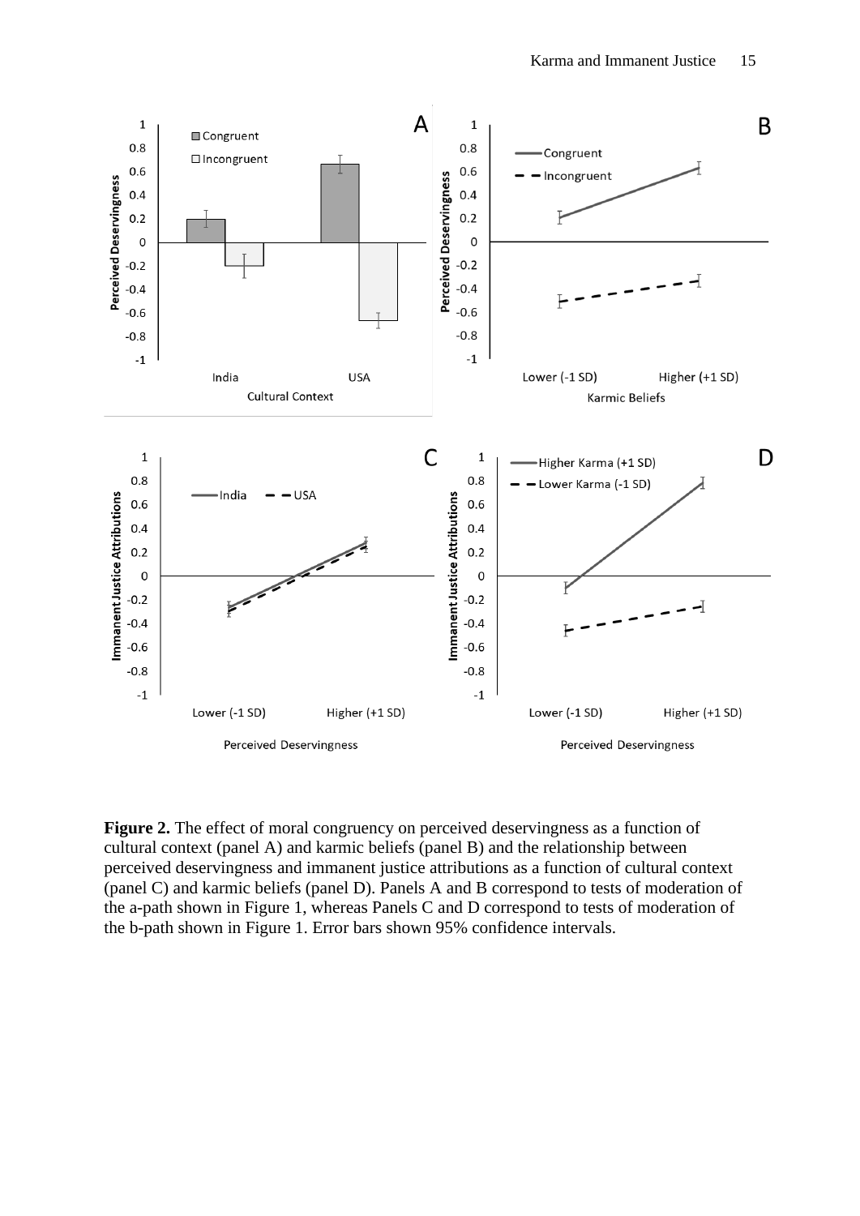A

1
0.8
0.6
0.4
0.2
0
-0.2
-0.4
-0.6
-0.8
-1

Perceived Deservingness

Congruent
Incongruent

India
USA

Cultural Context

B

1
0.8
0.6
0.4
0.2
0
-0.2
-0.4
-0.6
-0.8
-1

Perceived Deservingness

Congruent
Incongruent

Lower (-1 SD)
Higher (+1 SD)

Karmic Beliefs

C

1
0.8
0.6
0.4
0.2
0
-0.2
-0.4
-0.6
-0.8
-1

Immanent Justice Attributions

India
USA

Lower (-1 SD)
Higher (+1 SD)

Perceived Deservingness

D

1
0.8
0.6
0.4
0.2
0
-0.2
-0.4
-0.6
-0.8
-1

Immanent Justice Attributions

Higher Karma (+1 SD)
Lower Karma (-1 SD)

Lower (-1 SD)
Higher (+1 SD)

Perceived Deservingness

**Figure 2.** The effect of moral congruency on perceived deservingness as a function of cultural context (panel A) and karmic beliefs (panel B) and the relationship between perceived deservingness and immanent justice attributions as a function of cultural context (panel C) and karmic beliefs (panel D). Panels A and B correspond to tests of moderation of the a-path shown in Figure 1, whereas Panels C and D correspond to tests of moderation of the b-path shown in Figure 1. Error bars shown 95% confidence intervals.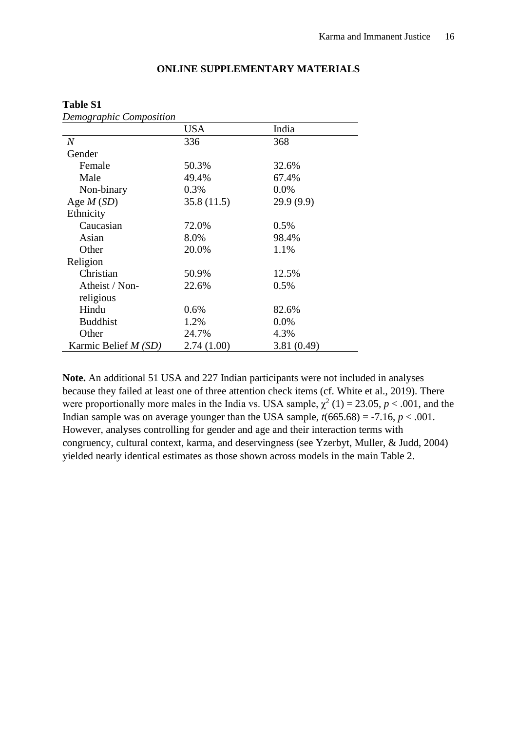## ONLINE SUPPLEMENTARY MATERIALS

**Table S1**

*Demographic Composition*

| | USA | India |
|---|---|---|
| *N* | 336 | 368 |
| Gender | | |
| Female | 50.3% | 32.6% |
| Male | 49.4% | 67.4% |
| Non-binary | 0.3% | 0.0% |
| Age *M* (*SD*) | 35.8 (11.5) | 29.9 (9.9) |
| Ethnicity | | |
| Caucasian | 72.0% | 0.5% |
| Asian | 8.0% | 98.4% |
| Other | 20.0% | 1.1% |
| Religion | | |
| Christian | 50.9% | 12.5% |
| Atheist / Non-religious | 22.6% | 0.5% |
| Hindu | 0.6% | 82.6% |
| Buddhist | 1.2% | 0.0% |
| Other | 24.7% | 4.3% |
| Karmic Belief *M (SD)* | 2.74 (1.00) | 3.81 (0.49) |

**Note.** An additional 51 USA and 227 Indian participants were not included in analyses because they failed at least one of three attention check items (cf. White et al., 2019). There were proportionally more males in the India vs. USA sample, $\chi^2$ (1) = 23.05, $p < .001$, and the Indian sample was on average younger than the USA sample, $t(665.68) = -7.16$, $p < .001$. However, analyses controlling for gender and age and their interaction terms with congruency, cultural context, karma, and deservingness (see Yzerbyt, Muller, & Judd, 2004) yielded nearly identical estimates as those shown across models in the main Table 2.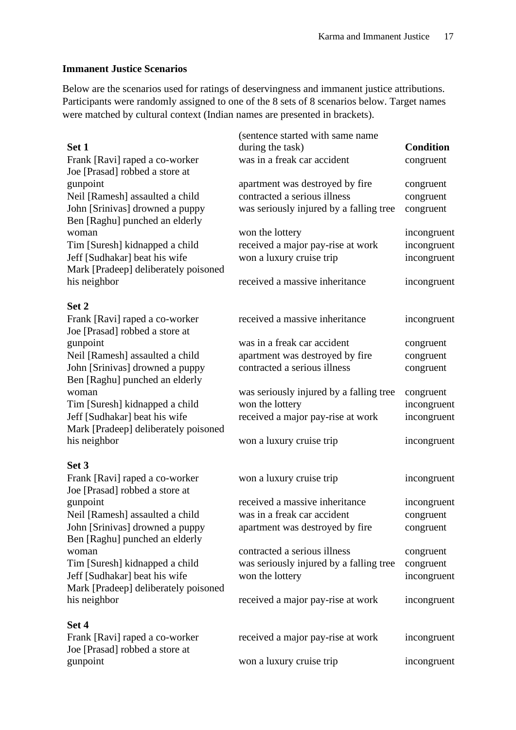**Immanent Justice Scenarios**

Below are the scenarios used for ratings of deservingness and immanent justice attributions. Participants were randomly assigned to one of the 8 sets of 8 scenarios below. Target names were matched by cultural context (Indian names are presented in brackets).

| Set 1 | (sentence started with same name during the task) | Condition |
|---|---|---|
| Frank [Ravi] raped a co-worker | was in a freak car accident | congruent |
| Joe [Prasad] robbed a store at gunpoint | apartment was destroyed by fire | congruent |
| Neil [Ramesh] assaulted a child | contracted a serious illness | congruent |
| John [Srinivas] drowned a puppy | was seriously injured by a falling tree | congruent |
| Ben [Raghu] punched an elderly woman | won the lottery | incongruent |
| Tim [Suresh] kidnapped a child | received a major pay-rise at work | incongruent |
| Jeff [Sudhakar] beat his wife | won a luxury cruise trip | incongruent |
| Mark [Pradeep] deliberately poisoned his neighbor | received a massive inheritance | incongruent |
| **Set 2** | | |
| Frank [Ravi] raped a co-worker | received a massive inheritance | incongruent |
| Joe [Prasad] robbed a store at gunpoint | was in a freak car accident | congruent |
| Neil [Ramesh] assaulted a child | apartment was destroyed by fire | congruent |
| John [Srinivas] drowned a puppy | contracted a serious illness | congruent |
| Ben [Raghu] punched an elderly woman | was seriously injured by a falling tree | congruent |
| Tim [Suresh] kidnapped a child | won the lottery | incongruent |
| Jeff [Sudhakar] beat his wife | received a major pay-rise at work | incongruent |
| Mark [Pradeep] deliberately poisoned his neighbor | won a luxury cruise trip | incongruent |
| **Set 3** | | |
| Frank [Ravi] raped a co-worker | won a luxury cruise trip | incongruent |
| Joe [Prasad] robbed a store at gunpoint | received a massive inheritance | incongruent |
| Neil [Ramesh] assaulted a child | was in a freak car accident | congruent |
| John [Srinivas] drowned a puppy | apartment was destroyed by fire | congruent |
| Ben [Raghu] punched an elderly woman | contracted a serious illness | congruent |
| Tim [Suresh] kidnapped a child | was seriously injured by a falling tree | congruent |
| Jeff [Sudhakar] beat his wife | won the lottery | incongruent |
| Mark [Pradeep] deliberately poisoned his neighbor | received a major pay-rise at work | incongruent |
| **Set 4** | | |
| Frank [Ravi] raped a co-worker | received a major pay-rise at work | incongruent |
| Joe [Prasad] robbed a store at gunpoint | won a luxury cruise trip | incongruent |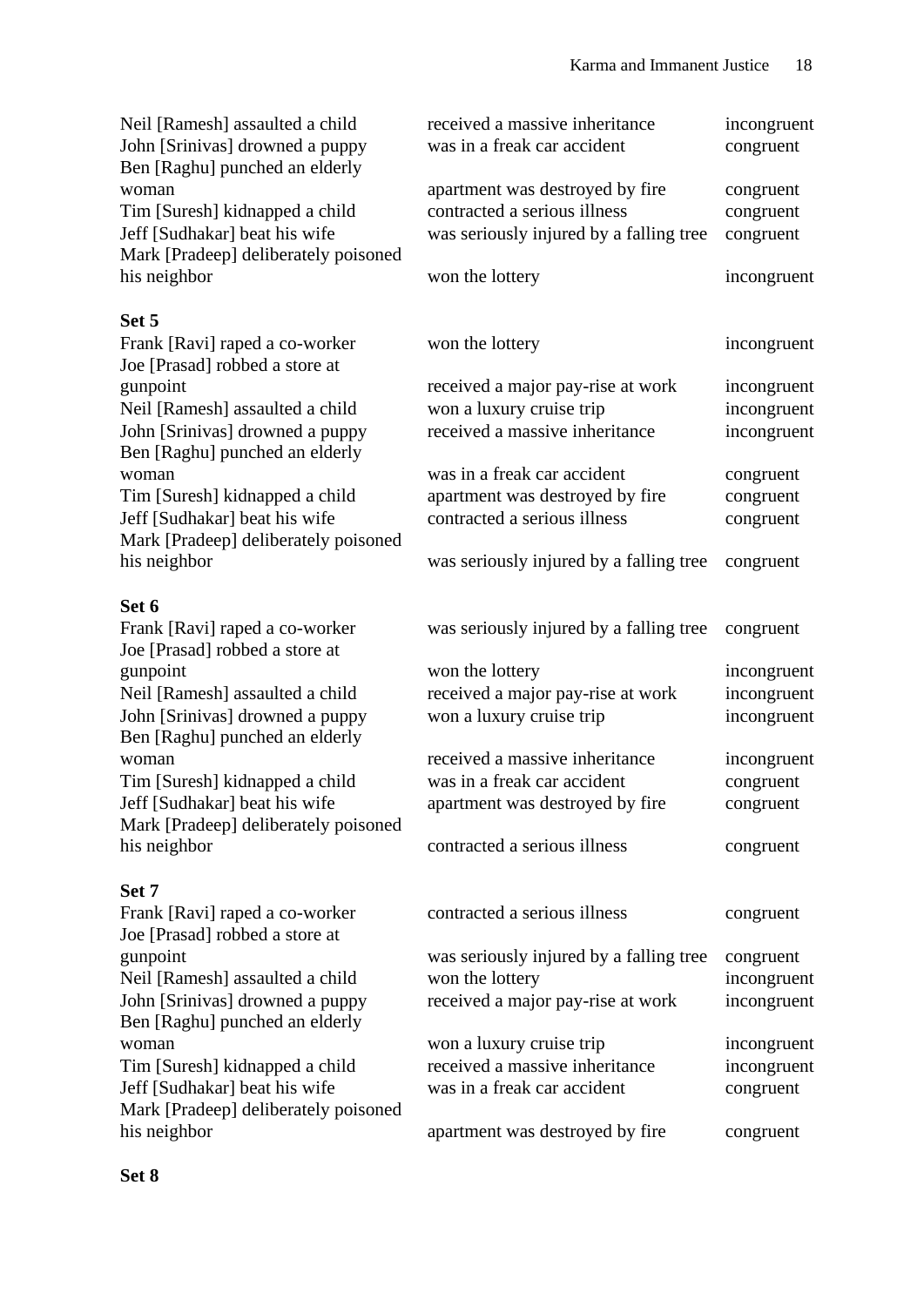| | | |
|---|---|---|
| Neil [Ramesh] assaulted a child | received a massive inheritance | incongruent |
| John [Srinivas] drowned a puppy | was in a freak car accident | congruent |
| Ben [Raghu] punched an elderly woman | apartment was destroyed by fire | congruent |
| Tim [Suresh] kidnapped a child | contracted a serious illness | congruent |
| Jeff [Sudhakar] beat his wife | was seriously injured by a falling tree | congruent |
| Mark [Pradeep] deliberately poisoned his neighbor | won the lottery | incongruent |

**Set 5**

| | | |
|---|---|---|
| Frank [Ravi] raped a co-worker | won the lottery | incongruent |
| Joe [Prasad] robbed a store at gunpoint | received a major pay-rise at work | incongruent |
| Neil [Ramesh] assaulted a child | won a luxury cruise trip | incongruent |
| John [Srinivas] drowned a puppy | received a massive inheritance | incongruent |
| Ben [Raghu] punched an elderly woman | was in a freak car accident | congruent |
| Tim [Suresh] kidnapped a child | apartment was destroyed by fire | congruent |
| Jeff [Sudhakar] beat his wife | contracted a serious illness | congruent |
| Mark [Pradeep] deliberately poisoned his neighbor | was seriously injured by a falling tree | congruent |

**Set 6**

| | | |
|---|---|---|
| Frank [Ravi] raped a co-worker | was seriously injured by a falling tree | congruent |
| Joe [Prasad] robbed a store at gunpoint | won the lottery | incongruent |
| Neil [Ramesh] assaulted a child | received a major pay-rise at work | incongruent |
| John [Srinivas] drowned a puppy | won a luxury cruise trip | incongruent |
| Ben [Raghu] punched an elderly woman | received a massive inheritance | incongruent |
| Tim [Suresh] kidnapped a child | was in a freak car accident | congruent |
| Jeff [Sudhakar] beat his wife | apartment was destroyed by fire | congruent |
| Mark [Pradeep] deliberately poisoned his neighbor | contracted a serious illness | congruent |

**Set 7**

| | | |
|---|---|---|
| Frank [Ravi] raped a co-worker | contracted a serious illness | congruent |
| Joe [Prasad] robbed a store at gunpoint | was seriously injured by a falling tree | congruent |
| Neil [Ramesh] assaulted a child | won the lottery | incongruent |
| John [Srinivas] drowned a puppy | received a major pay-rise at work | incongruent |
| Ben [Raghu] punched an elderly woman | won a luxury cruise trip | incongruent |
| Tim [Suresh] kidnapped a child | received a massive inheritance | incongruent |
| Jeff [Sudhakar] beat his wife | was in a freak car accident | congruent |
| Mark [Pradeep] deliberately poisoned his neighbor | apartment was destroyed by fire | congruent |

**Set 8**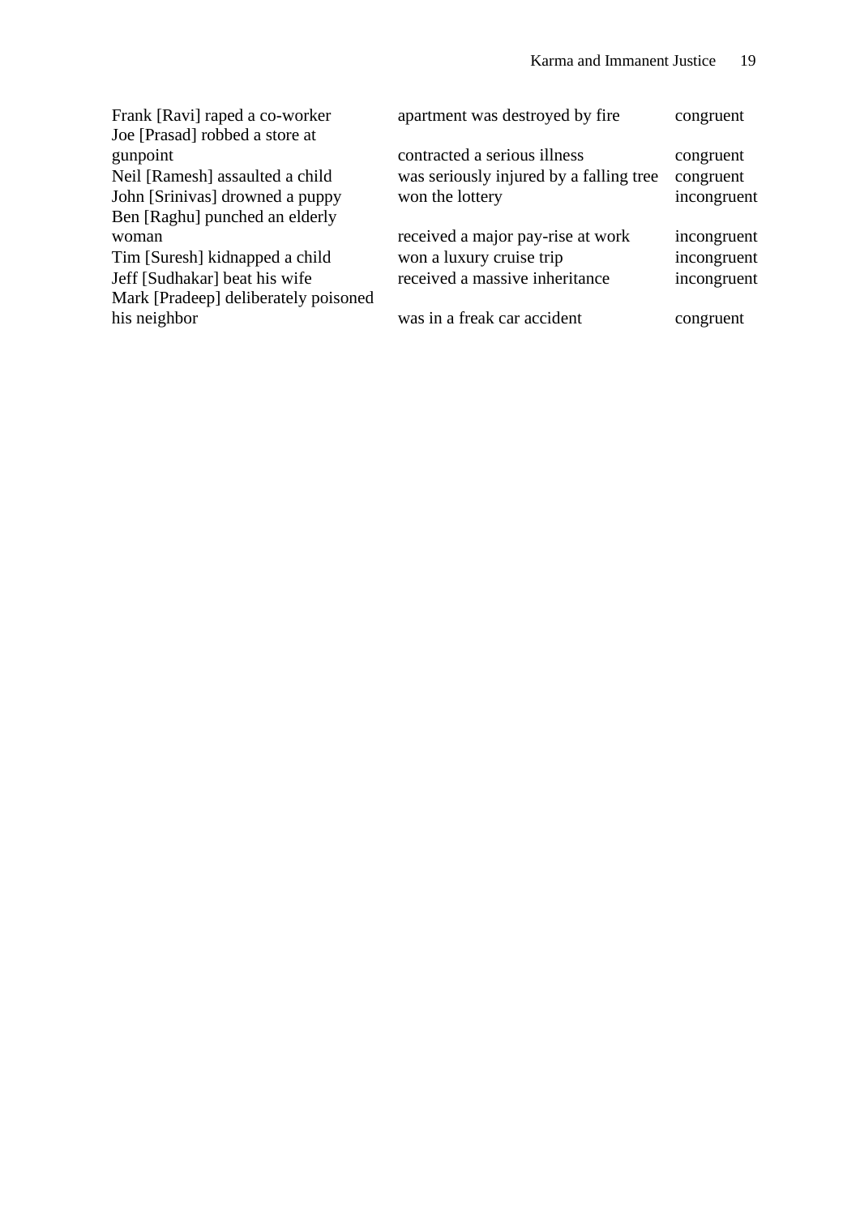| | | |
|---|---|---|
| Frank [Ravi] raped a co-worker | apartment was destroyed by fire | congruent |
| Joe [Prasad] robbed a store at gunpoint | contracted a serious illness | congruent |
| Neil [Ramesh] assaulted a child | was seriously injured by a falling tree | congruent |
| John [Srinivas] drowned a puppy | won the lottery | incongruent |
| Ben [Raghu] punched an elderly woman | received a major pay-rise at work | incongruent |
| Tim [Suresh] kidnapped a child | won a luxury cruise trip | incongruent |
| Jeff [Sudhakar] beat his wife | received a massive inheritance | incongruent |
| Mark [Pradeep] deliberately poisoned his neighbor | was in a freak car accident | congruent |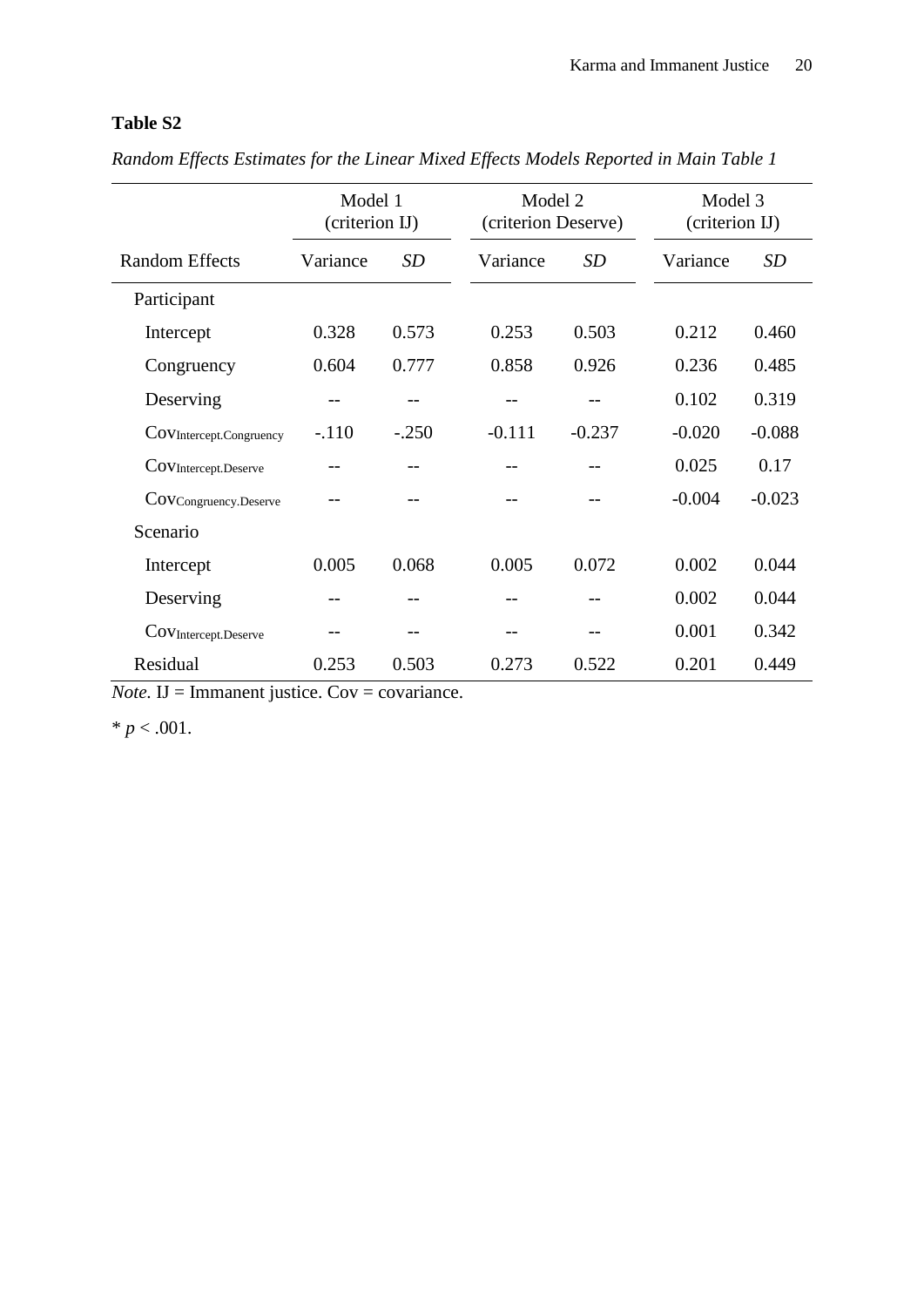**Table S2**

*Random Effects Estimates for the Linear Mixed Effects Models Reported in Main Table 1*

| | Model 1 (criterion IJ) | | Model 2 (criterion Deserve) | | Model 3 (criterion IJ) | |
|---|---|---|---|---|---|---|
| Random Effects | Variance | *SD* | Variance | *SD* | Variance | *SD* |
| Participant | | | | | | |
| Intercept | 0.328 | 0.573 | 0.253 | 0.503 | 0.212 | 0.460 |
| Congruency | 0.604 | 0.777 | 0.858 | 0.926 | 0.236 | 0.485 |
| Deserving | -- | -- | -- | -- | 0.102 | 0.319 |
| $Cov_{Intercept.Congruency}$ | -.110 | -.250 | -0.111 | -0.237 | -0.020 | -0.088 |
| $Cov_{Intercept.Deserve}$ | -- | -- | -- | -- | 0.025 | 0.17 |
| $Cov_{Congruency.Deserve}$ | -- | -- | -- | -- | -0.004 | -0.023 |
| Scenario | | | | | | |
| Intercept | 0.005 | 0.068 | 0.005 | 0.072 | 0.002 | 0.044 |
| Deserving | -- | -- | -- | -- | 0.002 | 0.044 |
| $Cov_{Intercept.Deserve}$ | -- | -- | -- | -- | 0.001 | 0.342 |
| Residual | 0.253 | 0.503 | 0.273 | 0.522 | 0.201 | 0.449 |

*Note.* IJ = Immanent justice. Cov = covariance.

* $p < .001$.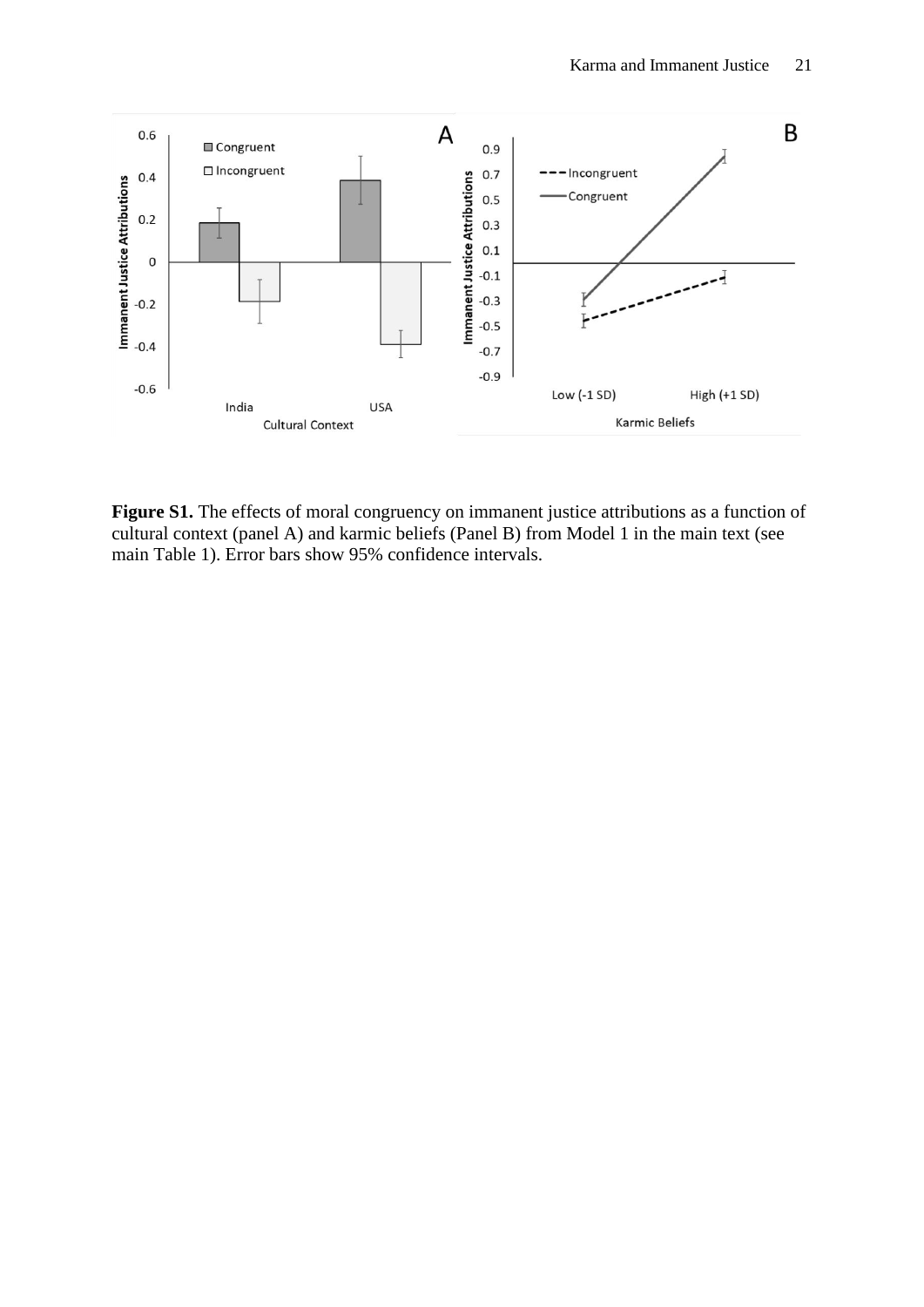A

0.6
0.4
0.2
0
-0.2
-0.4
-0.6

Congruent
Incongruent

Immanent Justice Attributions

India
USA
Cultural Context

B

0.9
0.7
0.5
0.3
0.1
-0.1
-0.3
-0.5
-0.7
-0.9

Incongruent
Congruent

Immanent Justice Attributions

Low (-1 SD)
High (+1 SD)
Karmic Beliefs

**Figure S1.** The effects of moral congruency on immanent justice attributions as a function of cultural context (panel A) and karmic beliefs (Panel B) from Model 1 in the main text (see main Table 1). Error bars show 95% confidence intervals.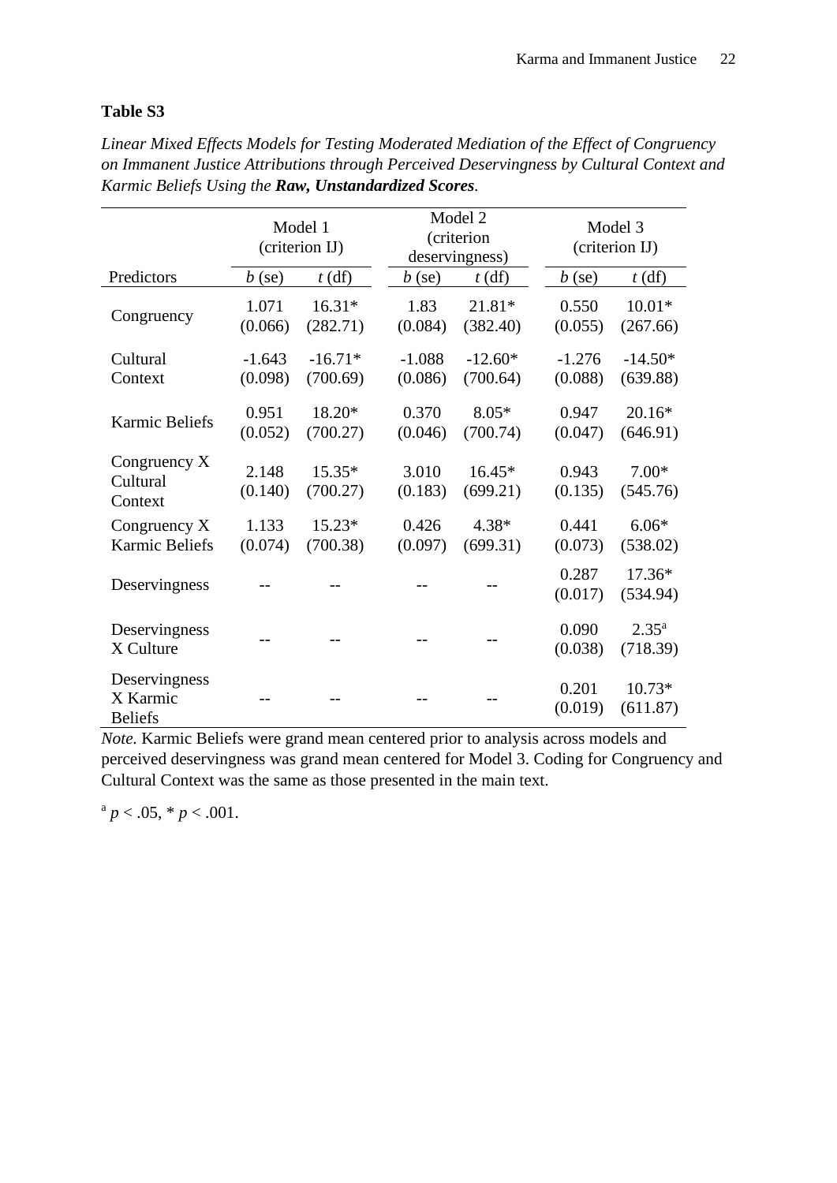**Table S3**

*Linear Mixed Effects Models for Testing Moderated Mediation of the Effect of Congruency on Immanent Justice Attributions through Perceived Deservingness by Cultural Context and Karmic Beliefs Using the* ***Raw, Unstandardized Scores****.*

| | Model 1 (criterion IJ) | | Model 2 (criterion deservingness) | | Model 3 (criterion IJ) | |
|---|---|---|---|---|---|---|
| Predictors | *b* (se) | *t* (df) | *b* (se) | *t* (df) | *b* (se) | *t* (df) |
| Congruency | 1.071 (0.066) | 16.31* (282.71) | 1.83 (0.084) | 21.81* (382.40) | 0.550 (0.055) | 10.01* (267.66) |
| Cultural Context | -1.643 (0.098) | -16.71* (700.69) | -1.088 (0.086) | -12.60* (700.64) | -1.276 (0.088) | -14.50* (639.88) |
| Karmic Beliefs | 0.951 (0.052) | 18.20* (700.27) | 0.370 (0.046) | 8.05* (700.74) | 0.947 (0.047) | 20.16* (646.91) |
| Congruency X Cultural Context | 2.148 (0.140) | 15.35* (700.27) | 3.010 (0.183) | 16.45* (699.21) | 0.943 (0.135) | 7.00* (545.76) |
| Congruency X Karmic Beliefs | 1.133 (0.074) | 15.23* (700.38) | 0.426 (0.097) | 4.38* (699.31) | 0.441 (0.073) | 6.06* (538.02) |
| Deservingness | -- | -- | -- | -- | 0.287 (0.017) | 17.36* (534.94) |
| Deservingness X Culture | -- | -- | -- | -- | 0.090 (0.038) | 2.35[a] (718.39) |
| Deservingness X Karmic Beliefs | -- | -- | -- | -- | 0.201 (0.019) | 10.73* (611.87) |

*Note.* Karmic Beliefs were grand mean centered prior to analysis across models and perceived deservingness was grand mean centered for Model 3. Coding for Congruency and Cultural Context was the same as those presented in the main text.

[a] $p < .05$, * $p < .001$.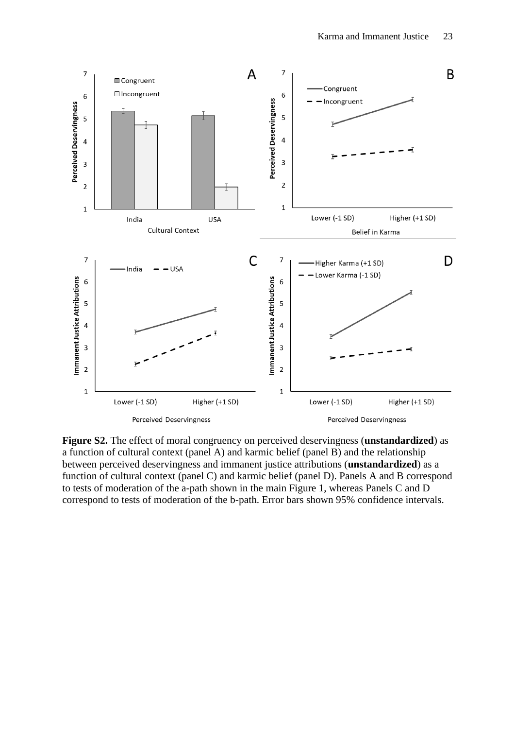A

7
6
5
4
3
2
1

Perceived Deservingness

Congruent
Incongruent

India
USA

Cultural Context

B

7
6
5
4
3
2
1

Perceived Deservingness

Congruent
Incongruent

Lower (-1 SD)
Higher (+1 SD)

Belief in Karma

C

7
6
5
4
3
2
1

Immanent Justice Attributions

India
USA

Lower (-1 SD)
Higher (+1 SD)

Perceived Deservingness

D

7
6
5
4
3
2
1

Immanent Justice Attributions

Higher Karma (+1 SD)
Lower Karma (-1 SD)

Lower (-1 SD)
Higher (+1 SD)

Perceived Deservingness

**Figure S2.** The effect of moral congruency on perceived deservingness (**unstandardized**) as a function of cultural context (panel A) and karmic belief (panel B) and the relationship between perceived deservingness and immanent justice attributions (**unstandardized**) as a function of cultural context (panel C) and karmic belief (panel D). Panels A and B correspond to tests of moderation of the a-path shown in the main Figure 1, whereas Panels C and D correspond to tests of moderation of the b-path. Error bars shown 95% confidence intervals.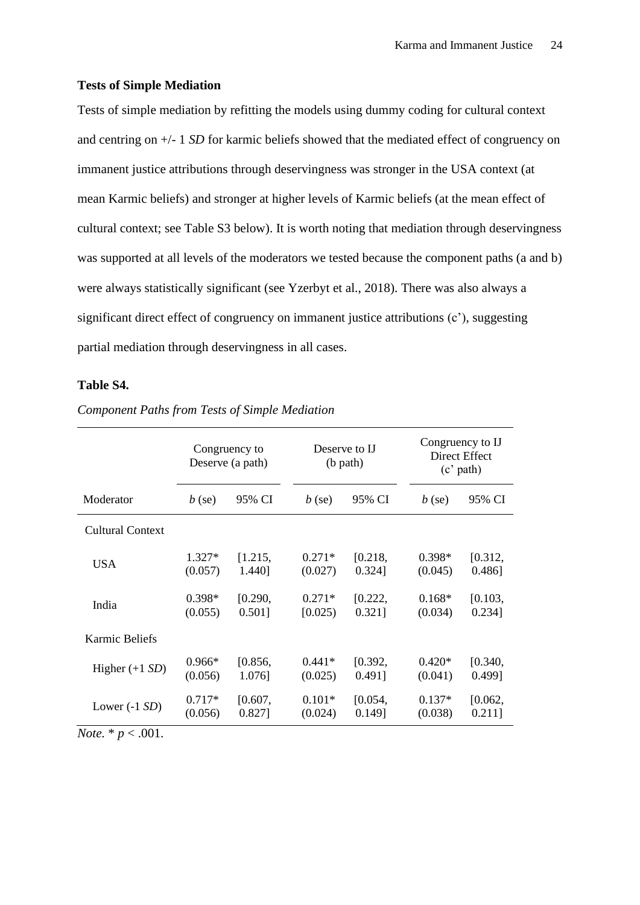**Tests of Simple Mediation**

Tests of simple mediation by refitting the models using dummy coding for cultural context and centring on +/- 1 *SD* for karmic beliefs showed that the mediated effect of congruency on immanent justice attributions through deservingness was stronger in the USA context (at mean Karmic beliefs) and stronger at higher levels of Karmic beliefs (at the mean effect of cultural context; see Table S3 below). It is worth noting that mediation through deservingness was supported at all levels of the moderators we tested because the component paths (a and b) were always statistically significant (see Yzerbyt et al., 2018). There was also always a significant direct effect of congruency on immanent justice attributions (c'), suggesting partial mediation through deservingness in all cases.

**Table S4.**

*Component Paths from Tests of Simple Mediation*

| | Congruency to Deserve (a path) | | Deserve to IJ (b path) | | Congruency to IJ Direct Effect (c' path) | |
|---|---|---|---|---|---|---|
| Moderator | *b* (se) | 95% CI | *b* (se) | 95% CI | *b* (se) | 95% CI |
| Cultural Context | | | | | | |
| USA | 1.327* (0.057) | [1.215, 1.440] | 0.271* (0.027) | [0.218, 0.324] | 0.398* (0.045) | [0.312, 0.486] |
| India | 0.398* (0.055) | [0.290, 0.501] | 0.271* [0.025) | [0.222, 0.321] | 0.168* (0.034) | [0.103, 0.234] |
| Karmic Beliefs | | | | | | |
| Higher (+1 *SD*) | 0.966* (0.056) | [0.856, 1.076] | 0.441* (0.025) | [0.392, 0.491] | 0.420* (0.041) | [0.340, 0.499] |
| Lower (-1 *SD*) | 0.717* (0.056) | [0.607, 0.827] | 0.101* (0.024) | [0.054, 0.149] | 0.137* (0.038) | [0.062, 0.211] |

*Note*. * $p < .001$.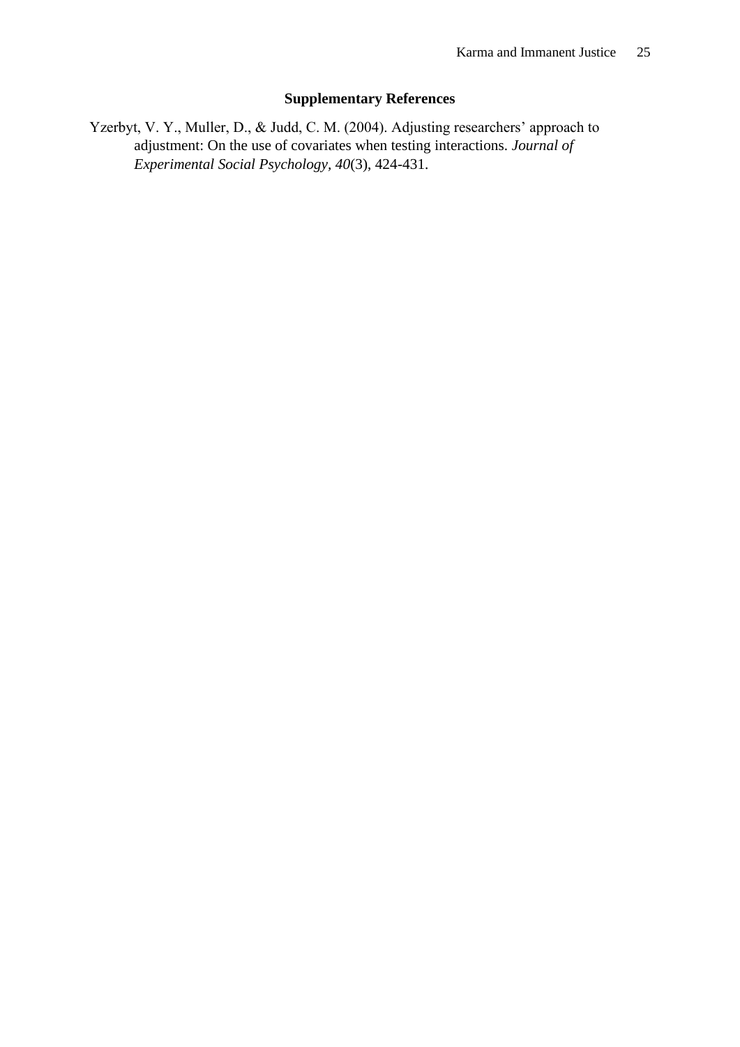## Supplementary References

Yzerbyt, V. Y., Muller, D., & Judd, C. M. (2004). Adjusting researchers' approach to adjustment: On the use of covariates when testing interactions. *Journal of Experimental Social Psychology, 40*(3), 424-431.